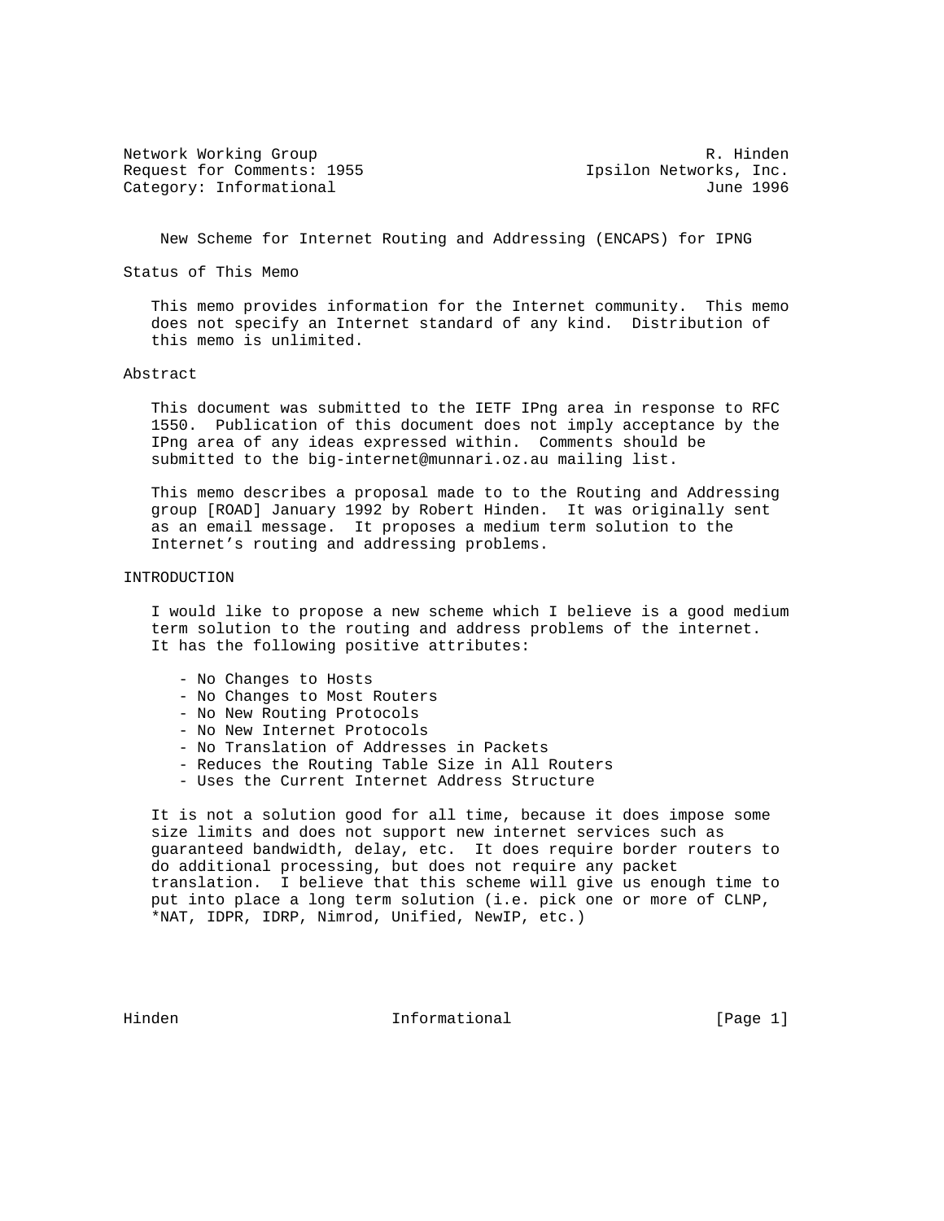Network Working Group R. Hinden
Request for Comments: 1955 Ipsilon Networks, Inc.
Category: Informational June 1996

# New Scheme for Internet Routing and Addressing (ENCAPS) for IPNG

## Status of This Memo

This memo provides information for the Internet community. This memo does not specify an Internet standard of any kind. Distribution of this memo is unlimited.

## Abstract

This document was submitted to the IETF IPng area in response to RFC 1550. Publication of this document does not imply acceptance by the IPng area of any ideas expressed within. Comments should be submitted to the big-internet@munnari.oz.au mailing list.

This memo describes a proposal made to to the Routing and Addressing group [ROAD] January 1992 by Robert Hinden. It was originally sent as an email message. It proposes a medium term solution to the Internet's routing and addressing problems.

## INTRODUCTION

I would like to propose a new scheme which I believe is a good medium term solution to the routing and address problems of the internet. It has the following positive attributes:

- No Changes to Hosts
- No Changes to Most Routers
- No New Routing Protocols
- No New Internet Protocols
- No Translation of Addresses in Packets
- Reduces the Routing Table Size in All Routers
- Uses the Current Internet Address Structure

It is not a solution good for all time, because it does impose some size limits and does not support new internet services such as guaranteed bandwidth, delay, etc. It does require border routers to do additional processing, but does not require any packet translation. I believe that this scheme will give us enough time to put into place a long term solution (i.e. pick one or more of CLNP, *NAT, IDPR, IDRP, Nimrod, Unified, NewIP, etc.)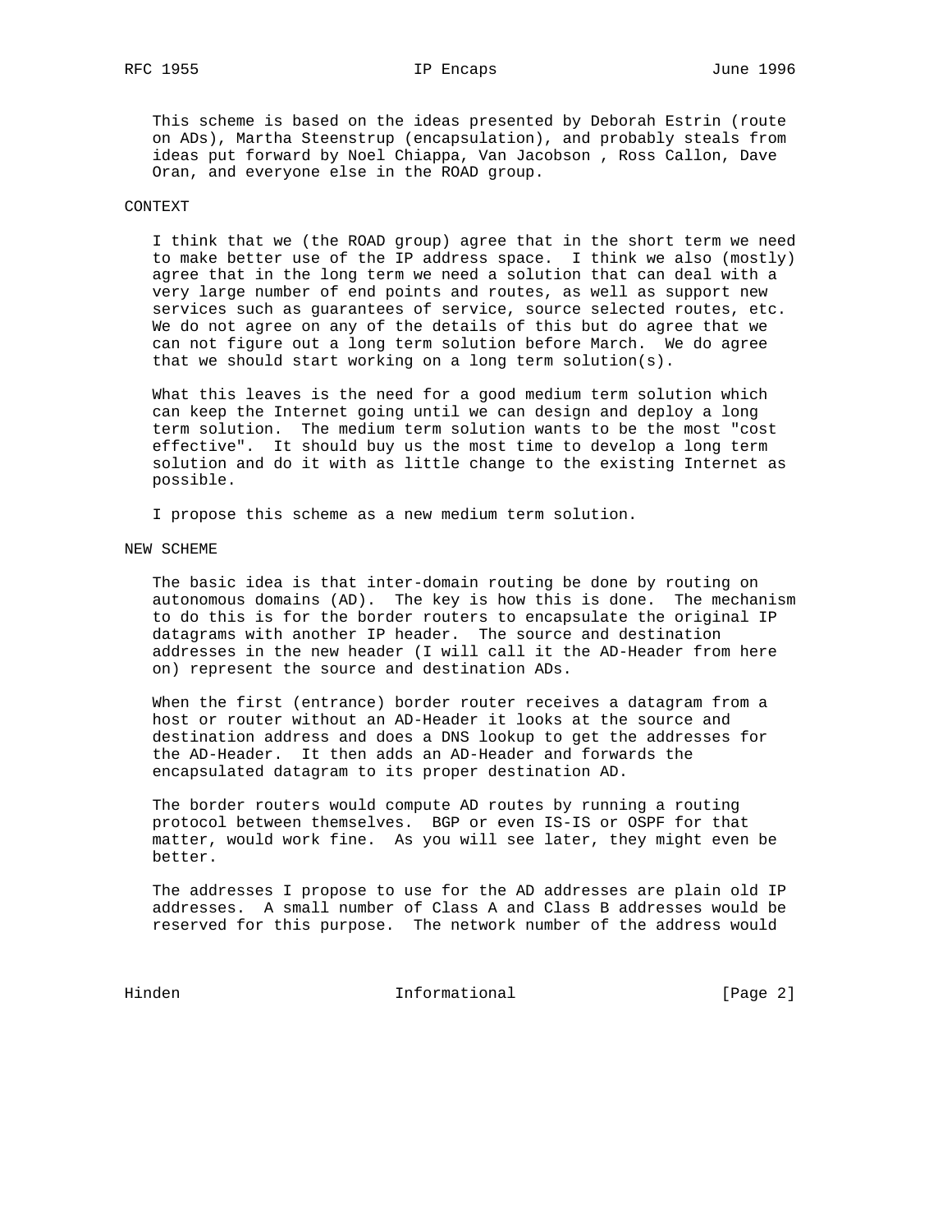This scheme is based on the ideas presented by Deborah Estrin (route on ADs), Martha Steenstrup (encapsulation), and probably steals from ideas put forward by Noel Chiappa, Van Jacobson , Ross Callon, Dave Oran, and everyone else in the ROAD group.

## CONTEXT

I think that we (the ROAD group) agree that in the short term we need to make better use of the IP address space. I think we also (mostly) agree that in the long term we need a solution that can deal with a very large number of end points and routes, as well as support new services such as guarantees of service, source selected routes, etc. We do not agree on any of the details of this but do agree that we can not figure out a long term solution before March. We do agree that we should start working on a long term solution(s).

What this leaves is the need for a good medium term solution which can keep the Internet going until we can design and deploy a long term solution. The medium term solution wants to be the most "cost effective". It should buy us the most time to develop a long term solution and do it with as little change to the existing Internet as possible.

I propose this scheme as a new medium term solution.

## NEW SCHEME

The basic idea is that inter-domain routing be done by routing on autonomous domains (AD). The key is how this is done. The mechanism to do this is for the border routers to encapsulate the original IP datagrams with another IP header. The source and destination addresses in the new header (I will call it the AD-Header from here on) represent the source and destination ADs.

When the first (entrance) border router receives a datagram from a host or router without an AD-Header it looks at the source and destination address and does a DNS lookup to get the addresses for the AD-Header. It then adds an AD-Header and forwards the encapsulated datagram to its proper destination AD.

The border routers would compute AD routes by running a routing protocol between themselves. BGP or even IS-IS or OSPF for that matter, would work fine. As you will see later, they might even be better.

The addresses I propose to use for the AD addresses are plain old IP addresses. A small number of Class A and Class B addresses would be reserved for this purpose. The network number of the address would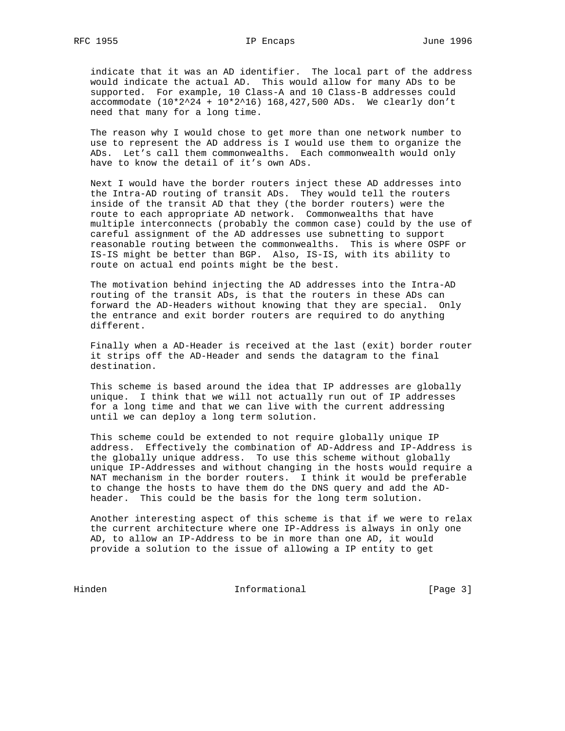indicate that it was an AD identifier. The local part of the address would indicate the actual AD. This would allow for many ADs to be supported. For example, 10 Class-A and 10 Class-B addresses could accommodate $(10*2^{24} + 10*2^{16})$ 168,427,500 ADs. We clearly don't need that many for a long time.

The reason why I would chose to get more than one network number to use to represent the AD address is I would use them to organize the ADs. Let's call them commonwealths. Each commonwealth would only have to know the detail of it's own ADs.

Next I would have the border routers inject these AD addresses into the Intra-AD routing of transit ADs. They would tell the routers inside of the transit AD that they (the border routers) were the route to each appropriate AD network. Commonwealths that have multiple interconnects (probably the common case) could by the use of careful assignment of the AD addresses use subnetting to support reasonable routing between the commonwealths. This is where OSPF or IS-IS might be better than BGP. Also, IS-IS, with its ability to route on actual end points might be the best.

The motivation behind injecting the AD addresses into the Intra-AD routing of the transit ADs, is that the routers in these ADs can forward the AD-Headers without knowing that they are special. Only the entrance and exit border routers are required to do anything different.

Finally when a AD-Header is received at the last (exit) border router it strips off the AD-Header and sends the datagram to the final destination.

This scheme is based around the idea that IP addresses are globally unique. I think that we will not actually run out of IP addresses for a long time and that we can live with the current addressing until we can deploy a long term solution.

This scheme could be extended to not require globally unique IP address. Effectively the combination of AD-Address and IP-Address is the globally unique address. To use this scheme without globally unique IP-Addresses and without changing in the hosts would require a NAT mechanism in the border routers. I think it would be preferable to change the hosts to have them do the DNS query and add the AD-header. This could be the basis for the long term solution.

Another interesting aspect of this scheme is that if we were to relax the current architecture where one IP-Address is always in only one AD, to allow an IP-Address to be in more than one AD, it would provide a solution to the issue of allowing a IP entity to get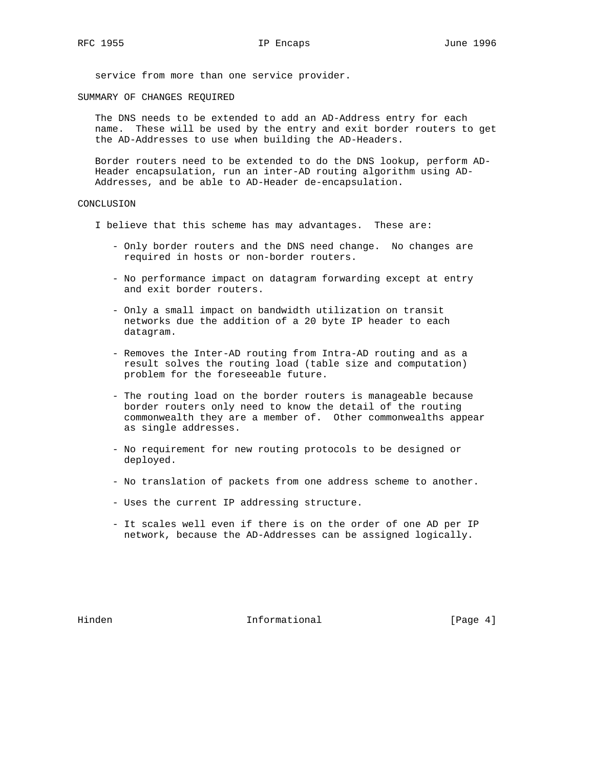service from more than one service provider.

## SUMMARY OF CHANGES REQUIRED

The DNS needs to be extended to add an AD-Address entry for each name. These will be used by the entry and exit border routers to get the AD-Addresses to use when building the AD-Headers.

Border routers need to be extended to do the DNS lookup, perform AD-Header encapsulation, run an inter-AD routing algorithm using AD-Addresses, and be able to AD-Header de-encapsulation.

## CONCLUSION

I believe that this scheme has may advantages. These are:

- Only border routers and the DNS need change. No changes are required in hosts or non-border routers.
- No performance impact on datagram forwarding except at entry and exit border routers.
- Only a small impact on bandwidth utilization on transit networks due the addition of a 20 byte IP header to each datagram.
- Removes the Inter-AD routing from Intra-AD routing and as a result solves the routing load (table size and computation) problem for the foreseeable future.
- The routing load on the border routers is manageable because border routers only need to know the detail of the routing commonwealth they are a member of. Other commonwealths appear as single addresses.
- No requirement for new routing protocols to be designed or deployed.
- No translation of packets from one address scheme to another.
- Uses the current IP addressing structure.
- It scales well even if there is on the order of one AD per IP network, because the AD-Addresses can be assigned logically.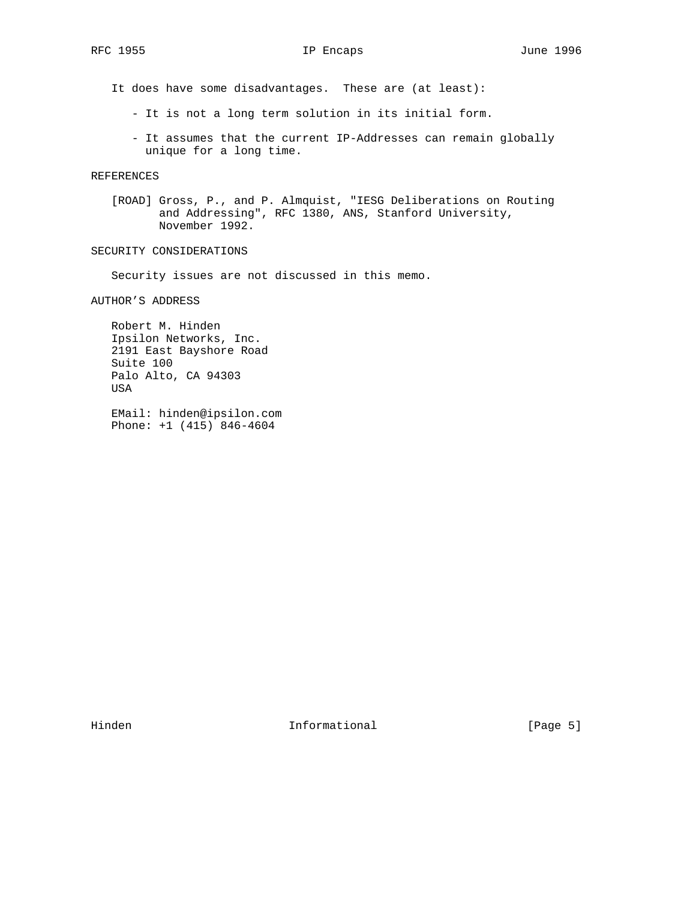It does have some disadvantages. These are (at least):

- It is not a long term solution in its initial form.
- It assumes that the current IP-Addresses can remain globally unique for a long time.

## REFERENCES

[ROAD] Gross, P., and P. Almquist, "IESG Deliberations on Routing and Addressing", RFC 1380, ANS, Stanford University, November 1992.

## SECURITY CONSIDERATIONS

Security issues are not discussed in this memo.

## AUTHOR'S ADDRESS

Robert M. Hinden
Ipsilon Networks, Inc.
2191 East Bayshore Road
Suite 100
Palo Alto, CA 94303
USA

EMail: hinden@ipsilon.com
Phone: +1 (415) 846-4604